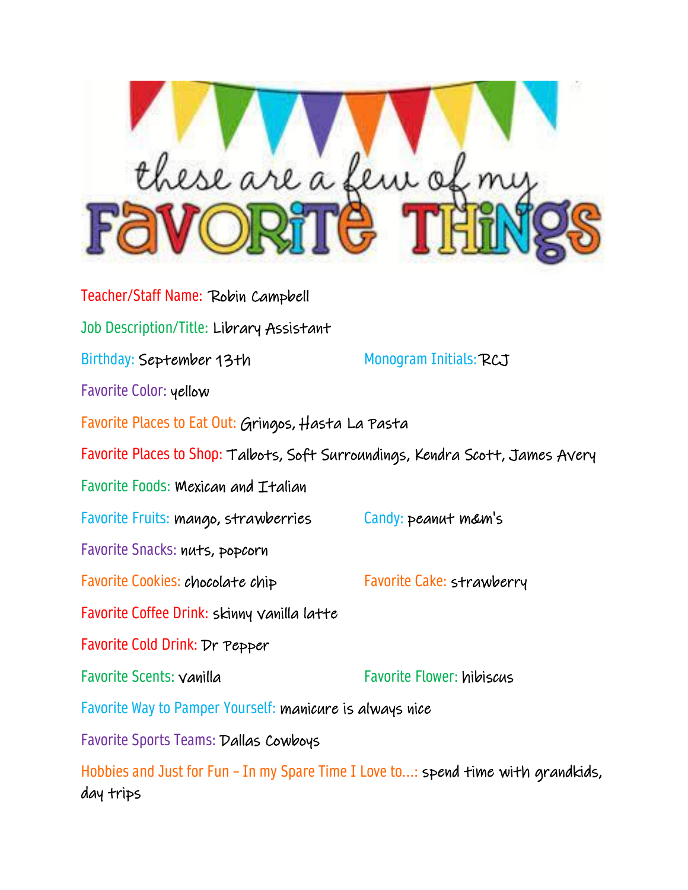# these are a few of my FAVORITE THINGS

**Teacher/Staff Name:** Robin Campbell

**Job Description/Title:** Library Assistant

**Birthday:** September 13th

**Monogram Initials:** RCJ

**Favorite Color:** yellow

**Favorite Places to Eat Out:** Gringos, Hasta La Pasta

**Favorite Places to Shop:** Talbots, Soft Surroundings, Kendra Scott, James Avery

**Favorite Foods:** Mexican and Italian

**Favorite Fruits:** mango, strawberries

**Candy:** peanut m&m's

**Favorite Snacks:** nuts, popcorn

**Favorite Cookies:** chocolate chip

**Favorite Cake:** strawberry

**Favorite Coffee Drink:** skinny vanilla latte

**Favorite Cold Drink:** Dr Pepper

**Favorite Scents:** vanilla

**Favorite Flower:** hibiscus

**Favorite Way to Pamper Yourself:** manicure is always nice

**Favorite Sports Teams:** Dallas Cowboys

**Hobbies and Just for Fun – In my Spare Time I Love to…:** spend time with grandkids, day trips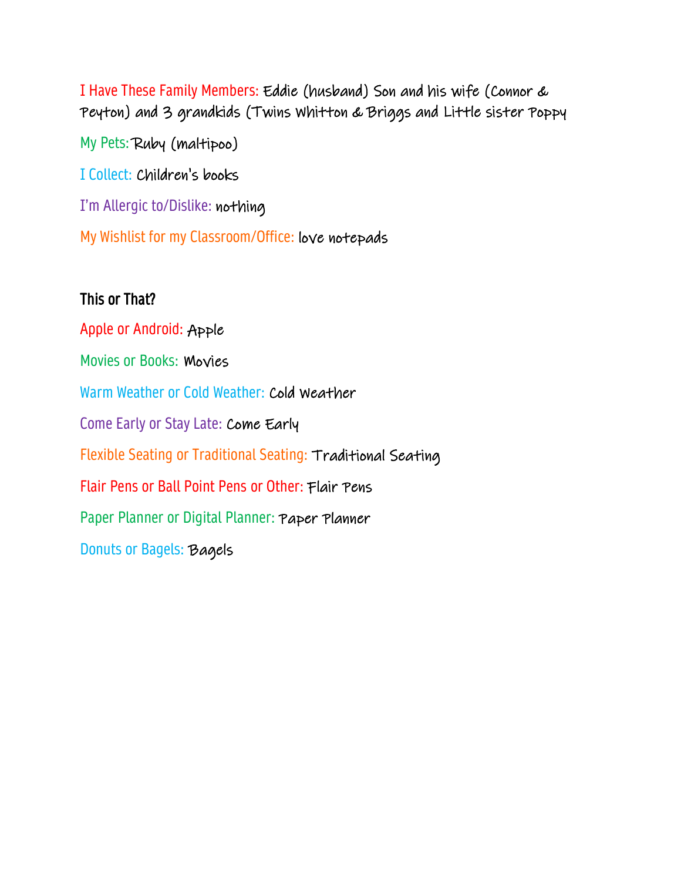I Have These Family Members: Eddie (husband) Son and his wife (Connor & Peyton) and 3 grandkids (Twins Whitton & Briggs and Little sister Poppy

My Pets: Ruby (maltipoo)

I Collect: Children's books

I'm Allergic to/Dislike: nothing

My Wishlist for my Classroom/Office: love notepads

**This or That?**

Apple or Android: Apple

Movies or Books: Movies

Warm Weather or Cold Weather: Cold Weather

Come Early or Stay Late: Come Early

Flexible Seating or Traditional Seating: Traditional Seating

Flair Pens or Ball Point Pens or Other: Flair Pens

Paper Planner or Digital Planner: Paper Planner

Donuts or Bagels: Bagels